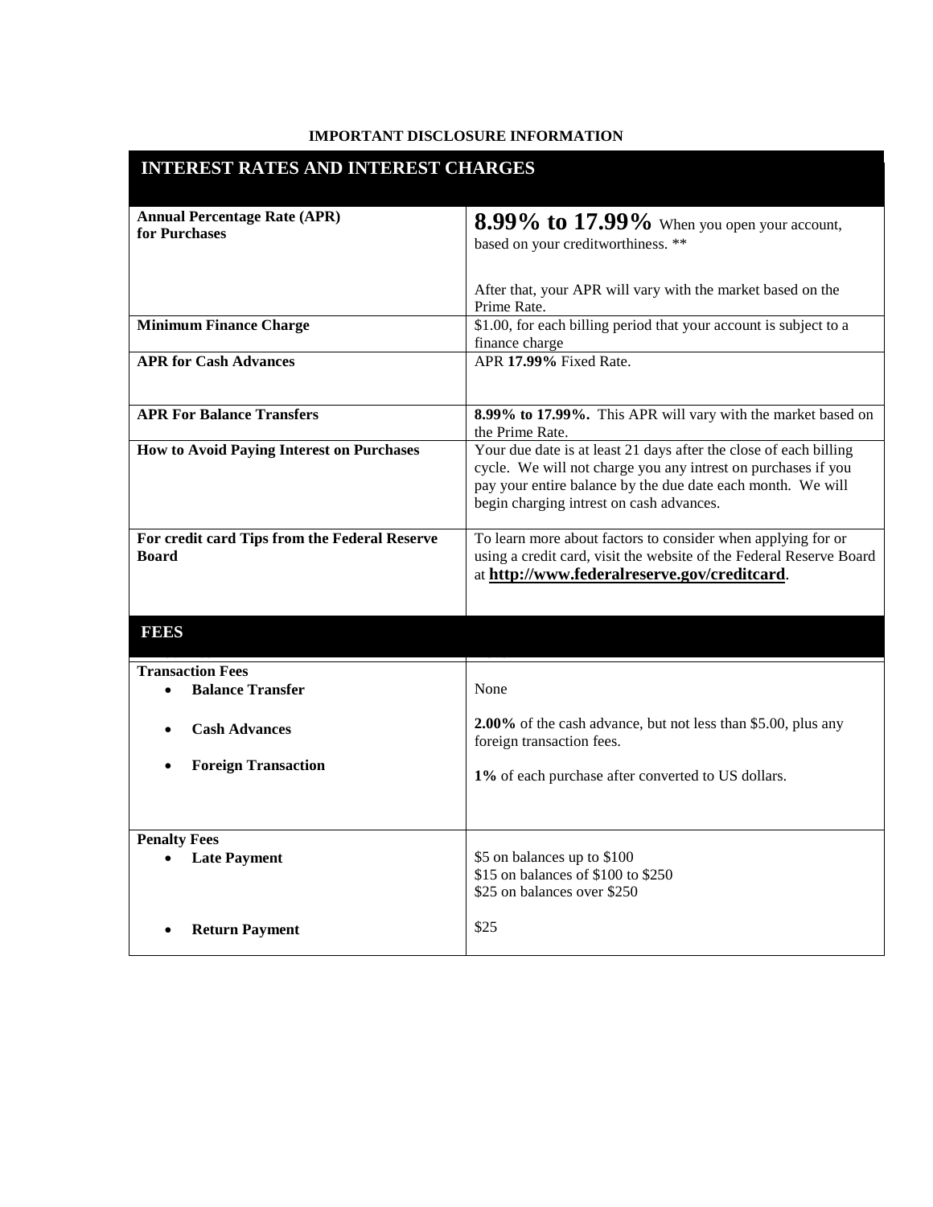**IMPORTANT DISCLOSURE INFORMATION**

| **INTEREST RATES AND INTEREST CHARGES** | |
| --- | --- |
| **Annual Percentage Rate (APR) for Purchases** | **8.99% to 17.99%** When you open your account, based on your creditworthiness. ** <br><br> After that, your APR will vary with the market based on the Prime Rate. |
| **Minimum Finance Charge** | $1.00, for each billing period that your account is subject to a finance charge |
| **APR for Cash Advances** | APR **17.99%** Fixed Rate. |
| **APR For Balance Transfers** | **8.99% to 17.99%.** This APR will vary with the market based on the Prime Rate. |
| **How to Avoid Paying Interest on Purchases** | Your due date is at least 21 days after the close of each billing cycle. We will not charge you any intrest on purchases if you pay your entire balance by the due date each month. We will begin charging intrest on cash advances. |
| **For credit card Tips from the Federal Reserve Board** | To learn more about factors to consider when applying for or using a credit card, visit the website of the Federal Reserve Board at **http://www.federalreserve.gov/creditcard**. |
| **FEES** | |
| **Transaction Fees** | |
| • **Balance Transfer** | None |
| • **Cash Advances** | **2.00%** of the cash advance, but not less than $5.00, plus any foreign transaction fees. |
| • **Foreign Transaction** | **1%** of each purchase after converted to US dollars. |
| **Penalty Fees** | |
| • **Late Payment** | $5 on balances up to $100 <br> $15 on balances of $100 to $250 <br> $25 on balances over $250 |
| • **Return Payment** | $25 |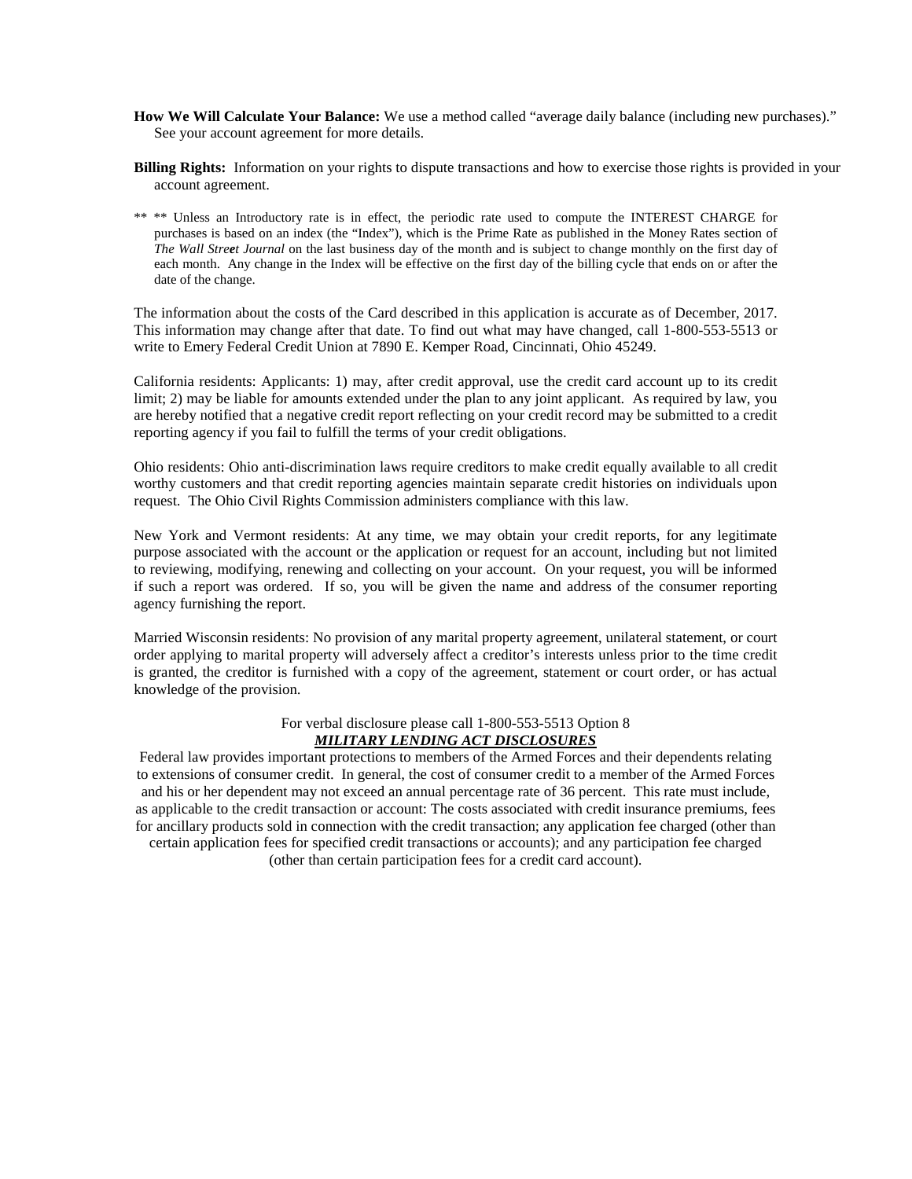**How We Will Calculate Your Balance:** We use a method called "average daily balance (including new purchases)." See your account agreement for more details.

**Billing Rights:** Information on your rights to dispute transactions and how to exercise those rights is provided in your account agreement.

** ** Unless an Introductory rate is in effect, the periodic rate used to compute the INTEREST CHARGE for purchases is based on an index (the "Index"), which is the Prime Rate as published in the Money Rates section of *The Wall Street Journal* on the last business day of the month and is subject to change monthly on the first day of each month. Any change in the Index will be effective on the first day of the billing cycle that ends on or after the date of the change.

The information about the costs of the Card described in this application is accurate as of December, 2017. This information may change after that date. To find out what may have changed, call 1-800-553-5513 or write to Emery Federal Credit Union at 7890 E. Kemper Road, Cincinnati, Ohio 45249.

California residents: Applicants: 1) may, after credit approval, use the credit card account up to its credit limit; 2) may be liable for amounts extended under the plan to any joint applicant. As required by law, you are hereby notified that a negative credit report reflecting on your credit record may be submitted to a credit reporting agency if you fail to fulfill the terms of your credit obligations.

Ohio residents: Ohio anti-discrimination laws require creditors to make credit equally available to all credit worthy customers and that credit reporting agencies maintain separate credit histories on individuals upon request. The Ohio Civil Rights Commission administers compliance with this law.

New York and Vermont residents: At any time, we may obtain your credit reports, for any legitimate purpose associated with the account or the application or request for an account, including but not limited to reviewing, modifying, renewing and collecting on your account. On your request, you will be informed if such a report was ordered. If so, you will be given the name and address of the consumer reporting agency furnishing the report.

Married Wisconsin residents: No provision of any marital property agreement, unilateral statement, or court order applying to marital property will adversely affect a creditor's interests unless prior to the time credit is granted, the creditor is furnished with a copy of the agreement, statement or court order, or has actual knowledge of the provision.

For verbal disclosure please call 1-800-553-5513 Option 8

***MILITARY LENDING ACT DISCLOSURES***

Federal law provides important protections to members of the Armed Forces and their dependents relating to extensions of consumer credit. In general, the cost of consumer credit to a member of the Armed Forces and his or her dependent may not exceed an annual percentage rate of 36 percent. This rate must include, as applicable to the credit transaction or account: The costs associated with credit insurance premiums, fees for ancillary products sold in connection with the credit transaction; any application fee charged (other than certain application fees for specified credit transactions or accounts); and any participation fee charged (other than certain participation fees for a credit card account).